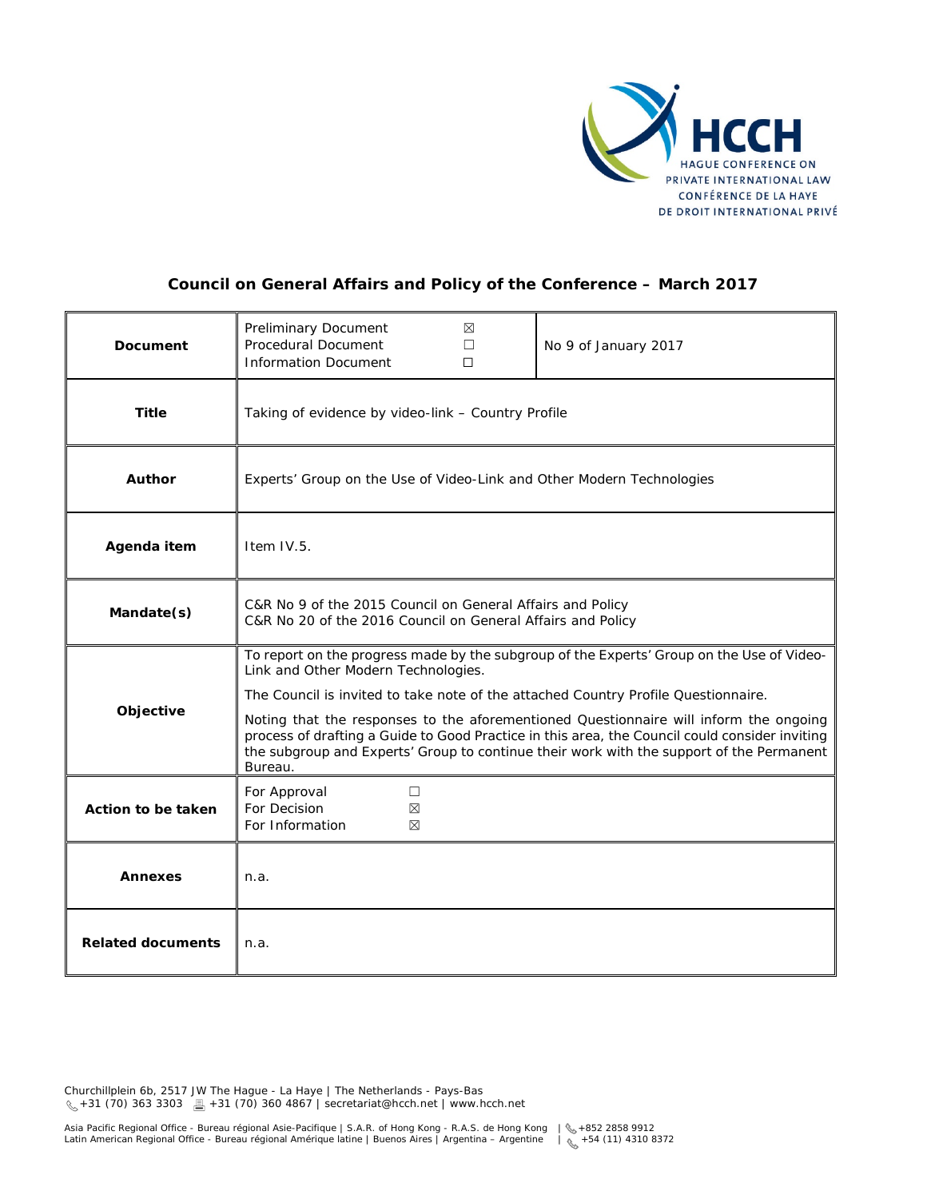HCCH
HAGUE CONFERENCE ON PRIVATE INTERNATIONAL LAW
CONFÉRENCE DE LA HAYE DE DROIT INTERNATIONAL PRIVÉ

## Council on General Affairs and Policy of the Conference – March 2017

| | | |
|---|---|---|
| **Document** | Preliminary Document ☒<br>Procedural Document ☐<br>Information Document ☐ | No 9 of January 2017 |
| **Title** | Taking of evidence by video-link – Country Profile | |
| **Author** | Experts' Group on the Use of Video-Link and Other Modern Technologies | |
| **Agenda item** | Item IV.5. | |
| **Mandate(s)** | C&R No 9 of the 2015 Council on General Affairs and Policy<br>C&R No 20 of the 2016 Council on General Affairs and Policy | |
| **Objective** | To report on the progress made by the subgroup of the Experts' Group on the Use of Video-Link and Other Modern Technologies.<br>The Council is invited to take note of the attached Country Profile Questionnaire.<br>Noting that the responses to the aforementioned Questionnaire will inform the ongoing process of drafting a Guide to Good Practice in this area, the Council could consider inviting the subgroup and Experts' Group to continue their work with the support of the Permanent Bureau. | |
| **Action to be taken** | For Approval ☐<br>For Decision ☒<br>For Information ☒ | |
| **Annexes** | n.a. | |
| **Related documents** | n.a. | |

Churchillplein 6b, 2517 JW The Hague - La Haye | The Netherlands - Pays-Bas
+31 (70) 363 3303 +31 (70) 360 4867 | secretariat@hcch.net | www.hcch.net

Asia Pacific Regional Office - Bureau régional Asie-Pacifique | S.A.R. of Hong Kong - R.A.S. de Hong Kong | +852 2858 9912
Latin American Regional Office - Bureau régional Amérique latine | Buenos Aires | Argentina – Argentine | +54 (11) 4310 8372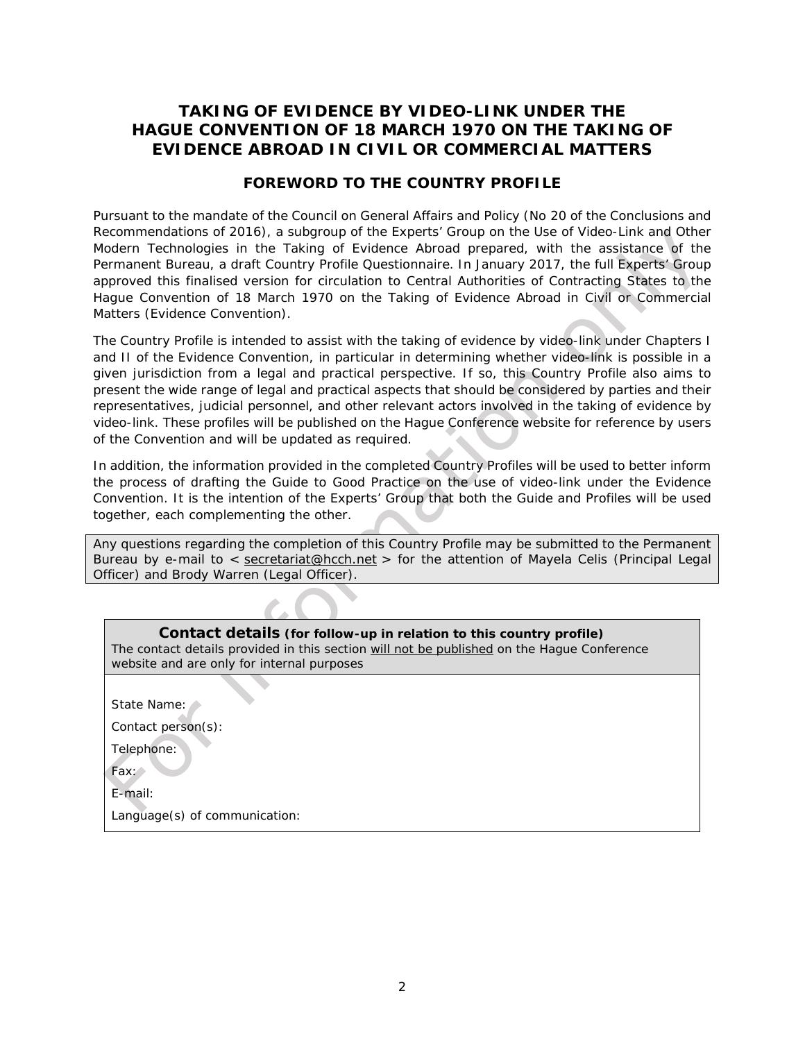# TAKING OF EVIDENCE BY VIDEO-LINK UNDER THE HAGUE CONVENTION OF 18 MARCH 1970 ON THE TAKING OF EVIDENCE ABROAD IN CIVIL OR COMMERCIAL MATTERS

## FOREWORD TO THE COUNTRY PROFILE

Pursuant to the mandate of the Council on General Affairs and Policy (No 20 of the Conclusions and Recommendations of 2016), a subgroup of the Experts' Group on the Use of Video-Link and Other Modern Technologies in the Taking of Evidence Abroad prepared, with the assistance of the Permanent Bureau, a draft Country Profile Questionnaire. In January 2017, the full Experts' Group approved this finalised version for circulation to Central Authorities of Contracting States to the Hague Convention of 18 March 1970 on the Taking of Evidence Abroad in Civil or Commercial Matters (Evidence Convention).

The Country Profile is intended to assist with the taking of evidence by video-link under Chapters I and II of the Evidence Convention, in particular in determining whether video-link is possible in a given jurisdiction from a legal and practical perspective. If so, this Country Profile also aims to present the wide range of legal and practical aspects that should be considered by parties and their representatives, judicial personnel, and other relevant actors involved in the taking of evidence by video-link. These profiles will be published on the Hague Conference website for reference by users of the Convention and will be updated as required.

In addition, the information provided in the completed Country Profiles will be used to better inform the process of drafting the Guide to Good Practice on the use of video-link under the Evidence Convention. It is the intention of the Experts' Group that both the Guide and Profiles will be used together, each complementing the other.

Any questions regarding the completion of this Country Profile may be submitted to the Permanent Bureau by e-mail to < secretariat@hcch.net > for the attention of Mayela Celis (Principal Legal Officer) and Brody Warren (Legal Officer).

**Contact details (for follow-up in relation to this country profile)**

The contact details provided in this section will not be published on the Hague Conference website and are only for internal purposes

State Name:

Contact person(s):

Telephone:

Fax:

E-mail:

Language(s) of communication: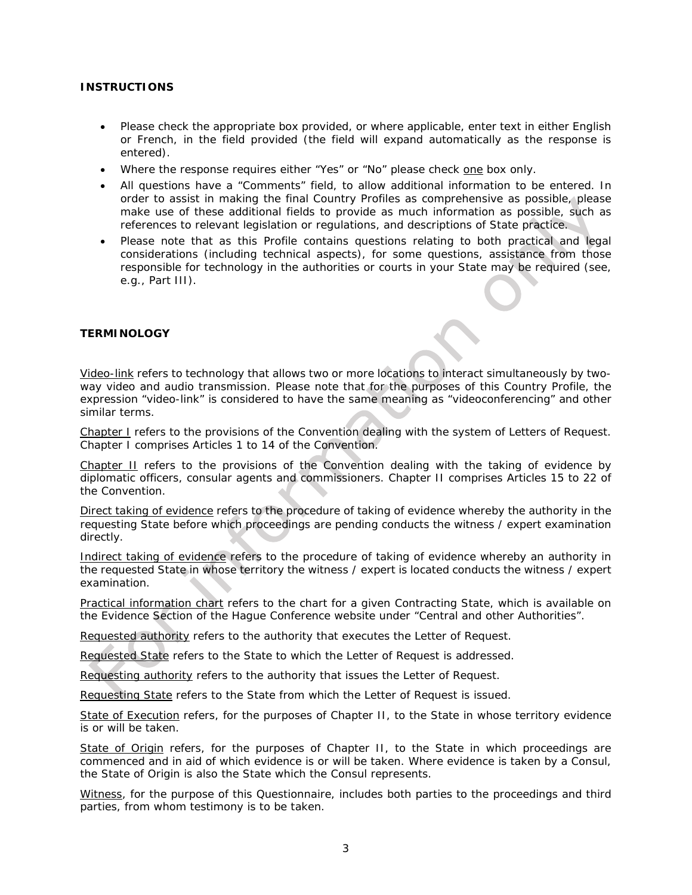## INSTRUCTIONS

- Please check the appropriate box provided, or where applicable, enter text in either English or French, in the field provided (the field will expand automatically as the response is entered).
- Where the response requires either "Yes" or "No" please check one box only.
- All questions have a "Comments" field, to allow additional information to be entered. In order to assist in making the final Country Profiles as comprehensive as possible, please make use of these additional fields to provide as much information as possible, such as references to relevant legislation or regulations, and descriptions of State practice.
- Please note that as this Profile contains questions relating to both practical and legal considerations (including technical aspects), for some questions, assistance from those responsible for technology in the authorities or courts in your State may be required (see, e.g., Part III).

## TERMINOLOGY

Video-link refers to technology that allows two or more locations to interact simultaneously by two-way video and audio transmission. Please note that for the purposes of this Country Profile, the expression "video-link" is considered to have the same meaning as "videoconferencing" and other similar terms.

Chapter I refers to the provisions of the Convention dealing with the system of Letters of Request. Chapter I comprises Articles 1 to 14 of the Convention.

Chapter II refers to the provisions of the Convention dealing with the taking of evidence by diplomatic officers, consular agents and commissioners. Chapter II comprises Articles 15 to 22 of the Convention.

Direct taking of evidence refers to the procedure of taking of evidence whereby the authority in the requesting State before which proceedings are pending conducts the witness / expert examination directly.

Indirect taking of evidence refers to the procedure of taking of evidence whereby an authority in the requested State in whose territory the witness / expert is located conducts the witness / expert examination.

Practical information chart refers to the chart for a given Contracting State, which is available on the Evidence Section of the Hague Conference website under "Central and other Authorities".

Requested authority refers to the authority that executes the Letter of Request.

Requested State refers to the State to which the Letter of Request is addressed.

Requesting authority refers to the authority that issues the Letter of Request.

Requesting State refers to the State from which the Letter of Request is issued.

State of Execution refers, for the purposes of Chapter II, to the State in whose territory evidence is or will be taken.

State of Origin refers, for the purposes of Chapter II, to the State in which proceedings are commenced and in aid of which evidence is or will be taken. Where evidence is taken by a Consul, the State of Origin is also the State which the Consul represents.

Witness, for the purpose of this Questionnaire, includes both parties to the proceedings and third parties, from whom testimony is to be taken.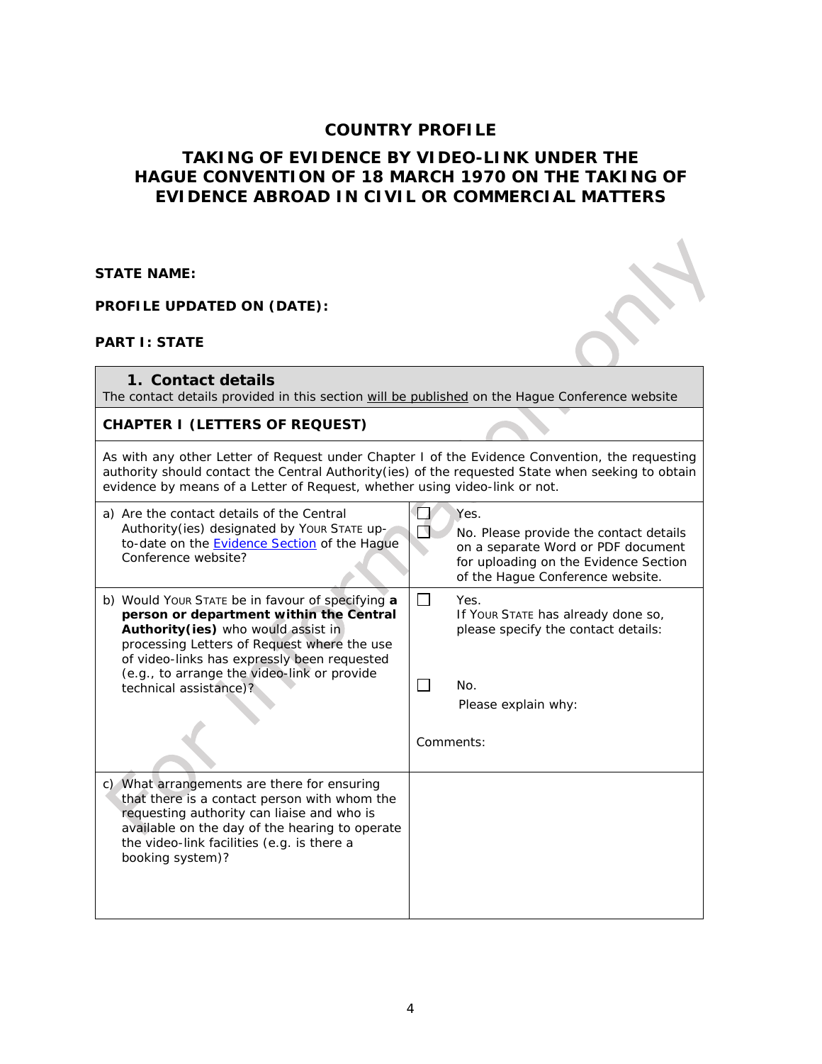# COUNTRY PROFILE

## TAKING OF EVIDENCE BY VIDEO-LINK UNDER THE HAGUE CONVENTION OF 18 MARCH 1970 ON THE TAKING OF EVIDENCE ABROAD IN CIVIL OR COMMERCIAL MATTERS

**STATE NAME:**

**PROFILE UPDATED ON (DATE):**

**PART I: STATE**

| **1. Contact details** The contact details provided in this section will be published on the Hague Conference website | |
|---|---|
| **CHAPTER I (LETTERS OF REQUEST)** | |
| As with any other Letter of Request under Chapter I of the Evidence Convention, the requesting authority should contact the Central Authority(ies) of the requested State when seeking to obtain evidence by means of a Letter of Request, whether using video-link or not. | |
| a) Are the contact details of the Central Authority(ies) designated by YOUR STATE up-to-date on the Evidence Section of the Hague Conference website? | ☐ Yes. ☐ No. Please provide the contact details on a separate Word or PDF document for uploading on the Evidence Section of the Hague Conference website. |
| b) Would YOUR STATE be in favour of specifying **a person or department within the Central Authority(ies)** who would assist in processing Letters of Request where the use of video-links has expressly been requested (e.g., to arrange the video-link or provide technical assistance)? | ☐ Yes. If YOUR STATE has already done so, please specify the contact details: ☐ No. Please explain why: Comments: |
| c) What arrangements are there for ensuring that there is a contact person with whom the requesting authority can liaise and who is available on the day of the hearing to operate the video-link facilities (e.g. is there a booking system)? | |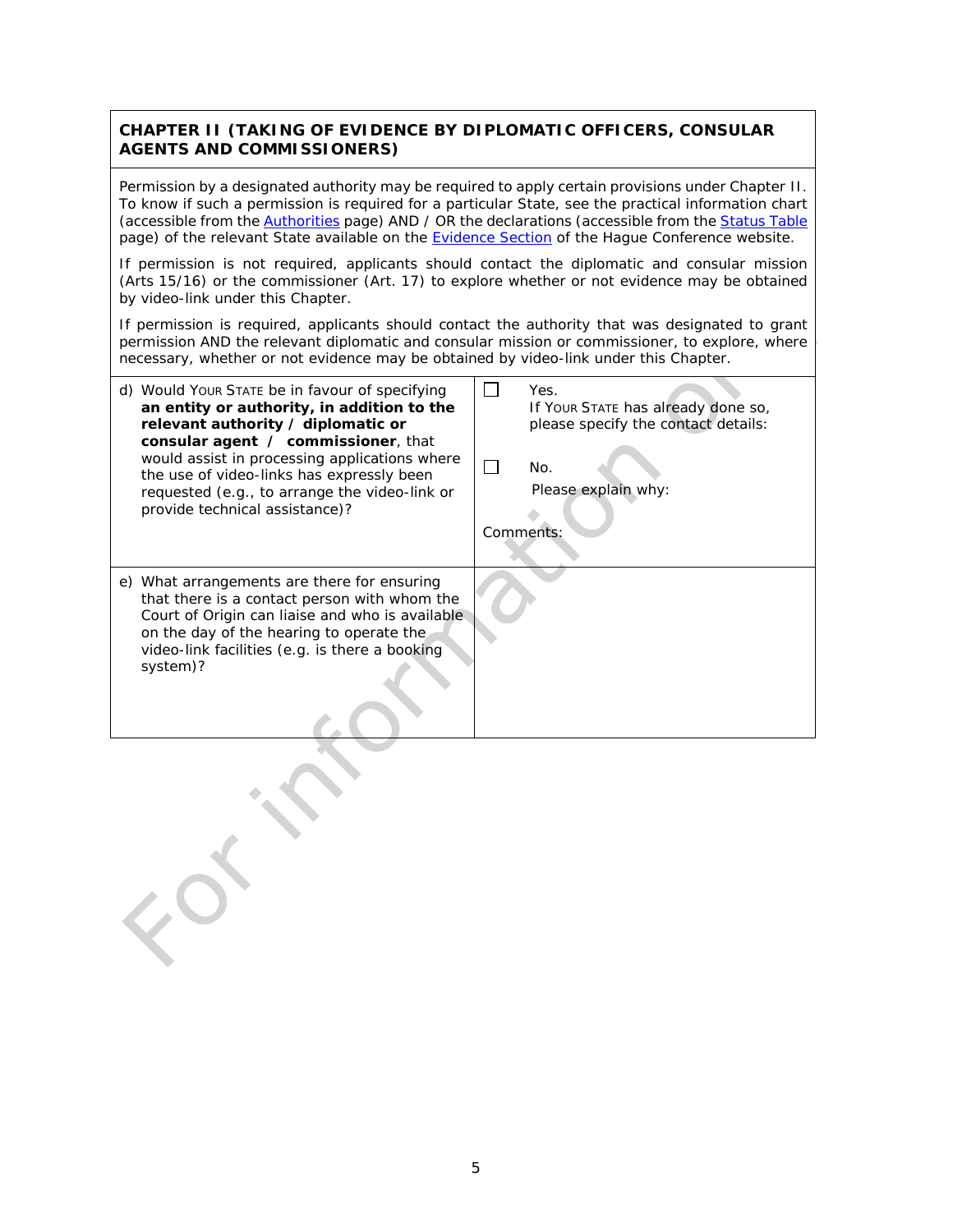## CHAPTER II (TAKING OF EVIDENCE BY DIPLOMATIC OFFICERS, CONSULAR AGENTS AND COMMISSIONERS)

Permission by a designated authority may be required to apply certain provisions under Chapter II. To know if such a permission is required for a particular State, see the practical information chart (accessible from the Authorities page) AND / OR the declarations (accessible from the Status Table page) of the relevant State available on the Evidence Section of the Hague Conference website.

If permission is not required, applicants should contact the diplomatic and consular mission (Arts 15/16) or the commissioner (Art. 17) to explore whether or not evidence may be obtained by video-link under this Chapter.

If permission is required, applicants should contact the authority that was designated to grant permission AND the relevant diplomatic and consular mission or commissioner, to explore, where necessary, whether or not evidence may be obtained by video-link under this Chapter.

| | |
|---|---|
| d) Would YOUR STATE be in favour of specifying **an entity or authority, in addition to the relevant authority / diplomatic or consular agent / commissioner**, that would assist in processing applications where the use of video-links has expressly been requested (e.g., to arrange the video-link or provide technical assistance)? | ☐ Yes.<br>If YOUR STATE has already done so, please specify the contact details:<br><br>☐ No.<br>Please explain why:<br><br>Comments: |
| e) What arrangements are there for ensuring that there is a contact person with whom the Court of Origin can liaise and who is available on the day of the hearing to operate the video-link facilities (e.g. is there a booking system)? | |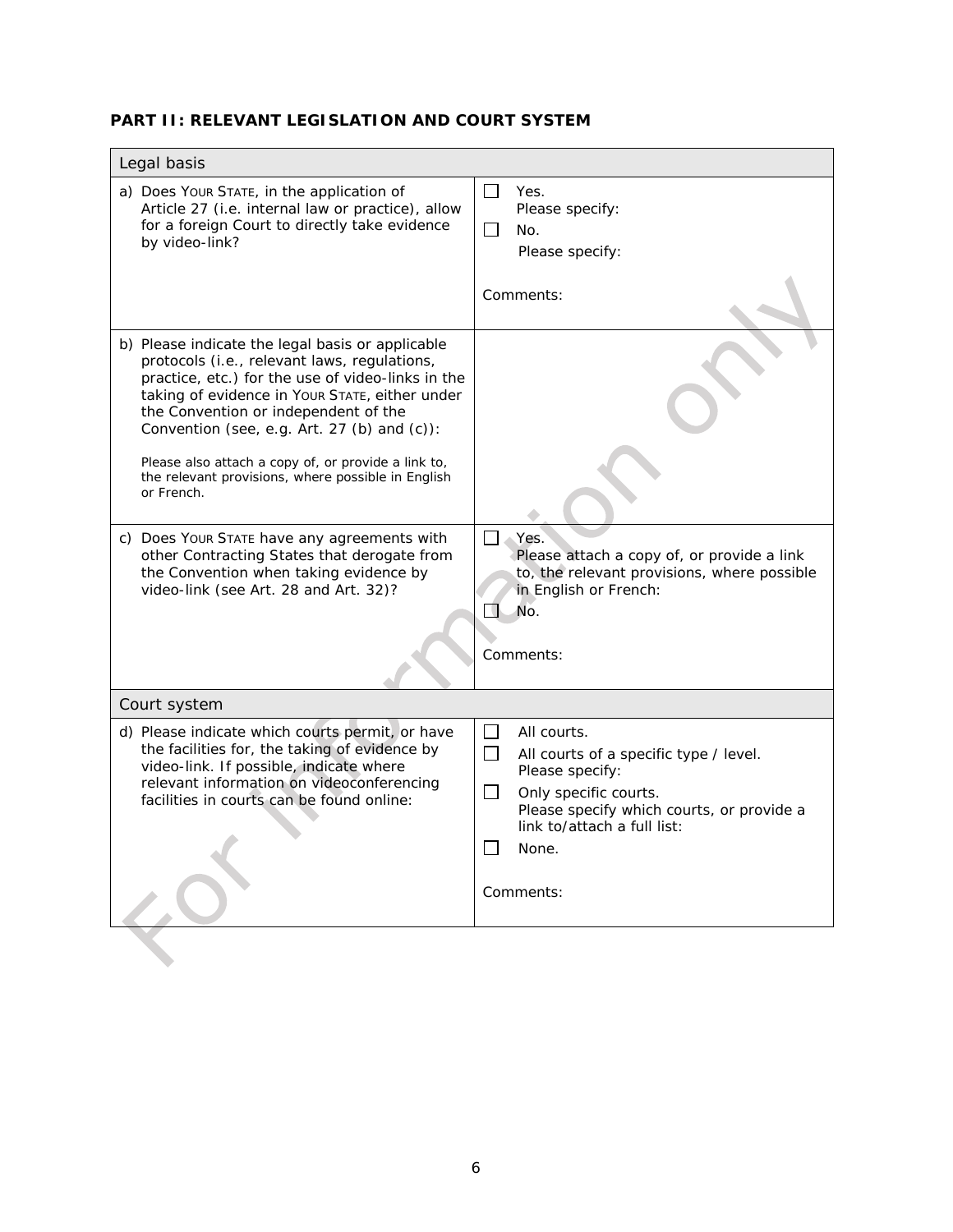## PART II: RELEVANT LEGISLATION AND COURT SYSTEM

| Legal basis | |
|---|---|
| a) Does YOUR STATE, in the application of Article 27 (i.e. internal law or practice), allow for a foreign Court to directly take evidence by video-link? | ☐ Yes.<br>Please specify:<br>☐ No.<br>Please specify:<br><br>Comments: |
| b) Please indicate the legal basis or applicable protocols (i.e., relevant laws, regulations, practice, etc.) for the use of video-links in the taking of evidence in YOUR STATE, either under the Convention or independent of the Convention (see, e.g. Art. 27 (b) and (c)):<br><br>Please also attach a copy of, or provide a link to, the relevant provisions, where possible in English or French. | |
| c) Does YOUR STATE have any agreements with other Contracting States that derogate from the Convention when taking evidence by video-link (see Art. 28 and Art. 32)? | ☐ Yes.<br>Please attach a copy of, or provide a link to, the relevant provisions, where possible in English or French:<br>☐ No.<br><br>Comments: |
| **Court system** | |
| d) Please indicate which courts permit, or have the facilities for, the taking of evidence by video-link. If possible, indicate where relevant information on videoconferencing facilities in courts can be found online: | ☐ All courts.<br>☐ All courts of a specific type / level.<br>Please specify:<br>☐ Only specific courts.<br>Please specify which courts, or provide a link to/attach a full list:<br>☐ None.<br><br>Comments: |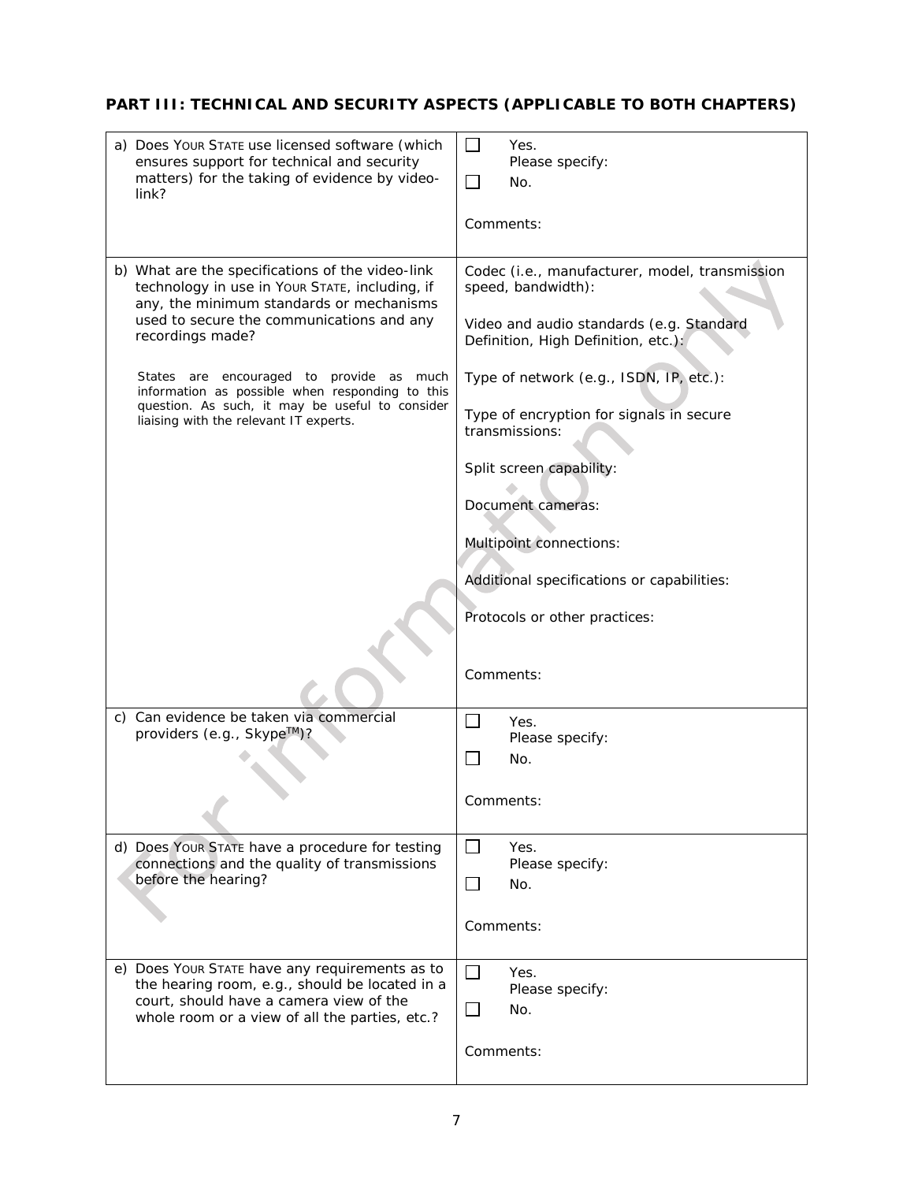**PART III: TECHNICAL AND SECURITY ASPECTS (APPLICABLE TO BOTH CHAPTERS)**

| | |
|---|---|
| a) Does YOUR STATE use licensed software (which ensures support for technical and security matters) for the taking of evidence by video-link? | ☐ Yes. Please specify:<br>☐ No.<br><br>Comments: |
| b) What are the specifications of the video-link technology in use in YOUR STATE, including, if any, the minimum standards or mechanisms used to secure the communications and any recordings made?<br><br>States are encouraged to provide as much information as possible when responding to this question. As such, it may be useful to consider liaising with the relevant IT experts. | Codec (i.e., manufacturer, model, transmission speed, bandwidth):<br><br>Video and audio standards (e.g. Standard Definition, High Definition, etc.):<br><br>Type of network (e.g., ISDN, IP, etc.):<br><br>Type of encryption for signals in secure transmissions:<br><br>Split screen capability:<br><br>Document cameras:<br><br>Multipoint connections:<br><br>Additional specifications or capabilities:<br><br>Protocols or other practices:<br><br>Comments: |
| c) Can evidence be taken via commercial providers (e.g., Skype™)? | ☐ Yes. Please specify:<br>☐ No.<br><br>Comments: |
| d) Does YOUR STATE have a procedure for testing connections and the quality of transmissions before the hearing? | ☐ Yes. Please specify:<br>☐ No.<br><br>Comments: |
| e) Does YOUR STATE have any requirements as to the hearing room, e.g., should be located in a court, should have a camera view of the whole room or a view of all the parties, etc.? | ☐ Yes. Please specify:<br>☐ No.<br><br>Comments: |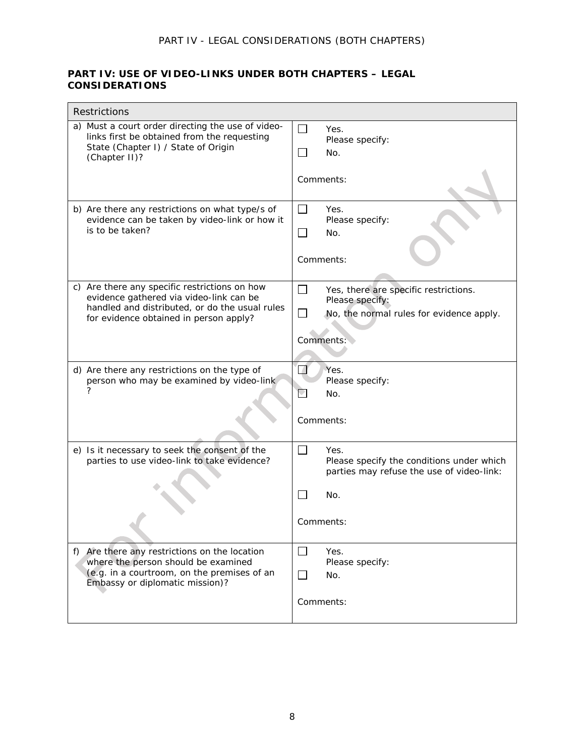## PART IV: USE OF VIDEO-LINKS UNDER BOTH CHAPTERS – LEGAL CONSIDERATIONS

| Restrictions | |
|---|---|
| a) Must a court order directing the use of video-links first be obtained from the requesting State (Chapter I) / State of Origin (Chapter II)? | ☐ Yes. Please specify:<br>☐ No.<br><br>Comments: |
| b) Are there any restrictions on what type/s of evidence can be taken by video-link or how it is to be taken? | ☐ Yes. Please specify:<br>☐ No.<br><br>Comments: |
| c) Are there any specific restrictions on how evidence gathered via video-link can be handled and distributed, or do the usual rules for evidence obtained in person apply? | ☐ Yes, there are specific restrictions. Please specify:<br>☐ No, the normal rules for evidence apply.<br><br>Comments: |
| d) Are there any restrictions on the type of person who may be examined by video-link ? | ☐ Yes. Please specify:<br>☐ No.<br><br>Comments: |
| e) Is it necessary to seek the consent of the parties to use video-link to take evidence? | ☐ Yes. Please specify the conditions under which parties may refuse the use of video-link:<br>☐ No.<br><br>Comments: |
| f) Are there any restrictions on the location where the person should be examined (e.g. in a courtroom, on the premises of an Embassy or diplomatic mission)? | ☐ Yes. Please specify:<br>☐ No.<br><br>Comments: |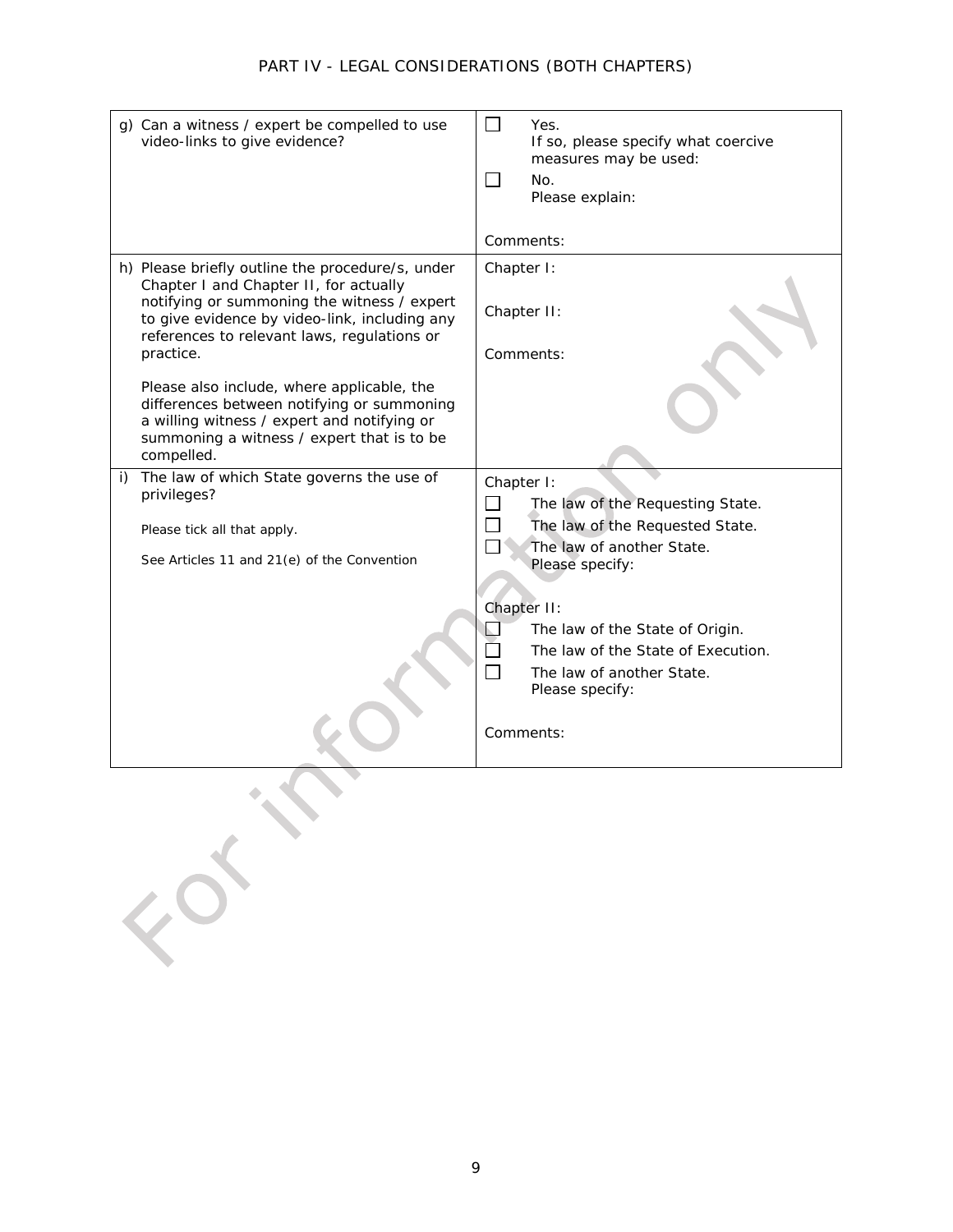## PART IV - LEGAL CONSIDERATIONS (BOTH CHAPTERS)

| | |
|---|---|
| g) Can a witness / expert be compelled to use video-links to give evidence? | ☐ Yes.<br>If so, please specify what coercive measures may be used:<br>☐ No.<br>Please explain:<br><br>Comments: |
| h) Please briefly outline the procedure/s, under Chapter I and Chapter II, for actually notifying or summoning the witness / expert to give evidence by video-link, including any references to relevant laws, regulations or practice.<br><br>Please also include, where applicable, the differences between notifying or summoning a willing witness / expert and notifying or summoning a witness / expert that is to be compelled. | Chapter I:<br><br>Chapter II:<br><br>Comments: |
| i) The law of which State governs the use of privileges?<br><br>Please tick all that apply.<br><br>See Articles 11 and 21(e) of the Convention | Chapter I:<br>☐ The law of the Requesting State.<br>☐ The law of the Requested State.<br>☐ The law of another State.<br>Please specify:<br><br>Chapter II:<br>☐ The law of the State of Origin.<br>☐ The law of the State of Execution.<br>☐ The law of another State.<br>Please specify:<br><br>Comments: |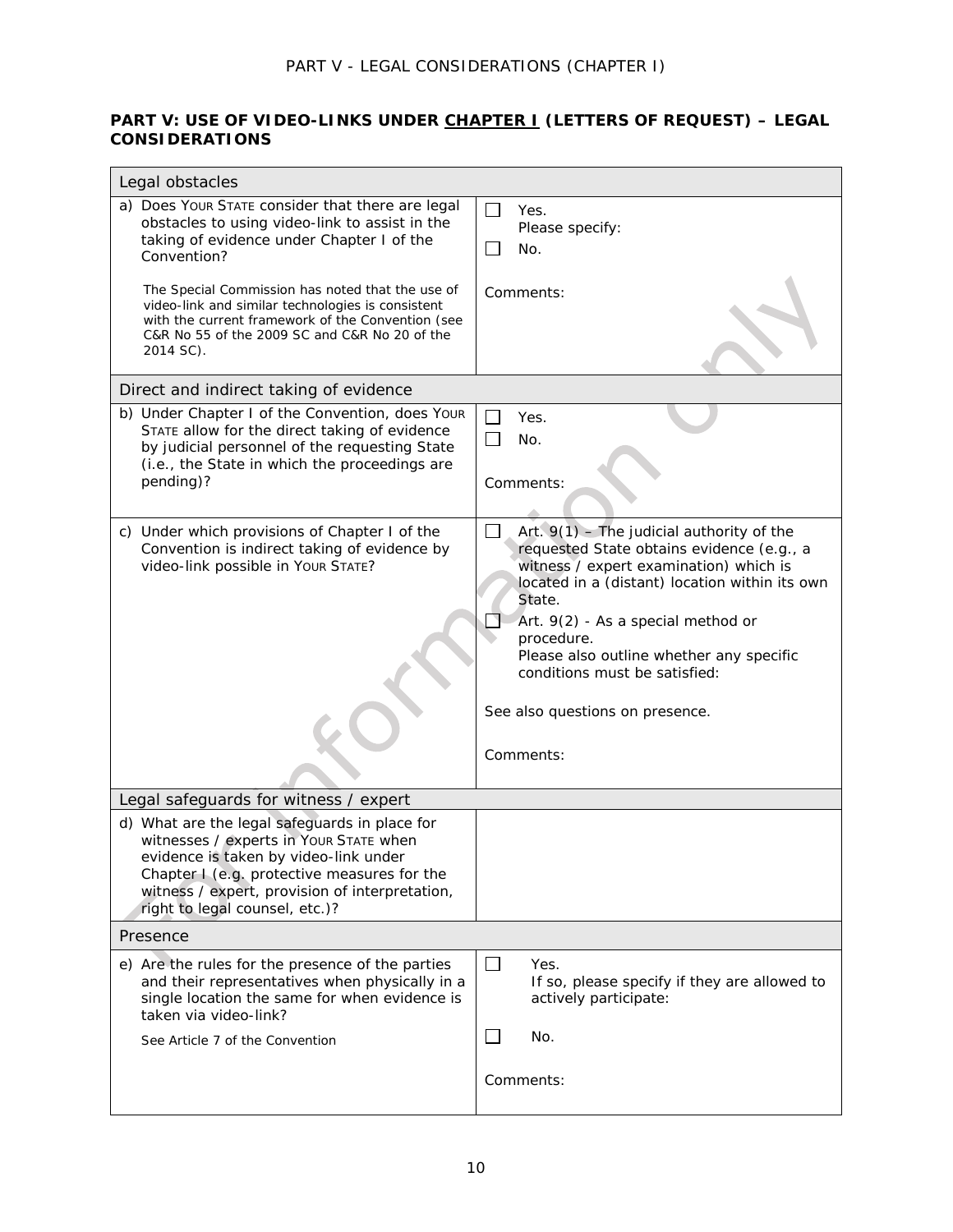## PART V: USE OF VIDEO-LINKS UNDER CHAPTER I (LETTERS OF REQUEST) – LEGAL CONSIDERATIONS

| Legal obstacles | |
|---|---|
| a) Does YOUR STATE consider that there are legal obstacles to using video-link to assist in the taking of evidence under Chapter I of the Convention?<br><br>The Special Commission has noted that the use of video-link and similar technologies is consistent with the current framework of the Convention (see C&R No 55 of the 2009 SC and C&R No 20 of the 2014 SC). | ☐ Yes.<br>Please specify:<br>☐ No.<br><br>Comments: |
| **Direct and indirect taking of evidence** | |
| b) Under Chapter I of the Convention, does YOUR STATE allow for the direct taking of evidence by judicial personnel of the requesting State (i.e., the State in which the proceedings are pending)? | ☐ Yes.<br>☐ No.<br><br>Comments: |
| c) Under which provisions of Chapter I of the Convention is indirect taking of evidence by video-link possible in YOUR STATE? | ☐ Art. 9(1) – The judicial authority of the requested State obtains evidence (e.g., a witness / expert examination) which is located in a (distant) location within its own State.<br>☐ Art. 9(2) - As a special method or procedure.<br>Please also outline whether any specific conditions must be satisfied:<br><br>See also questions on presence.<br><br>Comments: |
| **Legal safeguards for witness / expert** | |
| d) What are the legal safeguards in place for witnesses / experts in YOUR STATE when evidence is taken by video-link under Chapter I (e.g. protective measures for the witness / expert, provision of interpretation, right to legal counsel, etc.)? | |
| **Presence** | |
| e) Are the rules for the presence of the parties and their representatives when physically in a single location the same for when evidence is taken via video-link?<br><br>See Article 7 of the Convention | ☐ Yes.<br>If so, please specify if they are allowed to actively participate:<br><br>☐ No.<br><br>Comments: |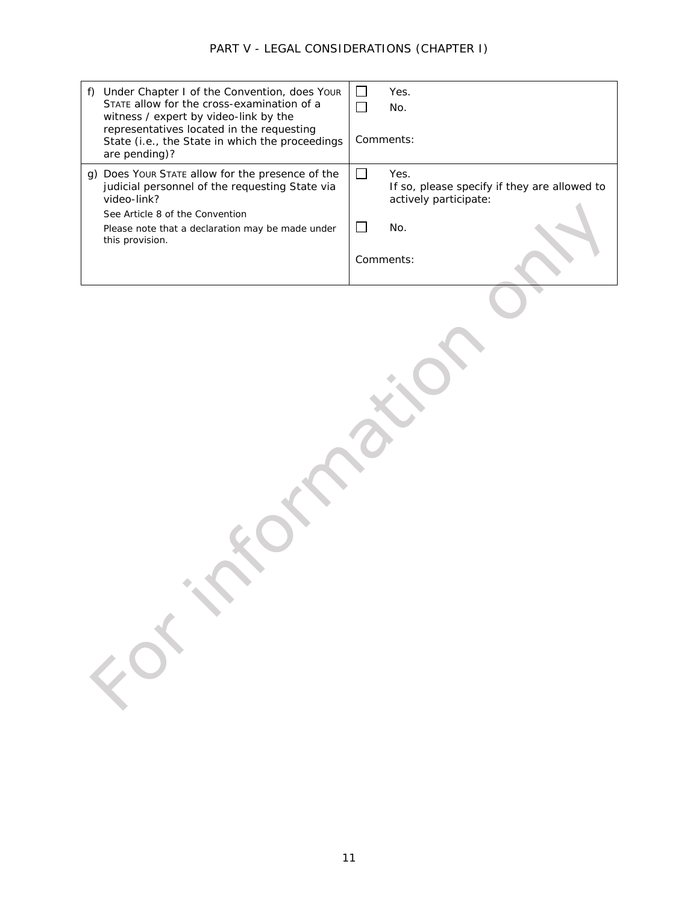# PART V - LEGAL CONSIDERATIONS (CHAPTER I)

| | |
|---|---|
| f) Under Chapter I of the Convention, does YOUR STATE allow for the cross-examination of a witness / expert by video-link by the representatives located in the requesting State (i.e., the State in which the proceedings are pending)? | ☐ Yes.<br>☐ No.<br><br>Comments: |
| g) Does YOUR STATE allow for the presence of the judicial personnel of the requesting State via video-link?<br>See Article 8 of the Convention<br>Please note that a declaration may be made under this provision. | ☐ Yes.<br>If so, please specify if they are allowed to actively participate:<br><br>☐ No.<br><br>Comments: |

For information only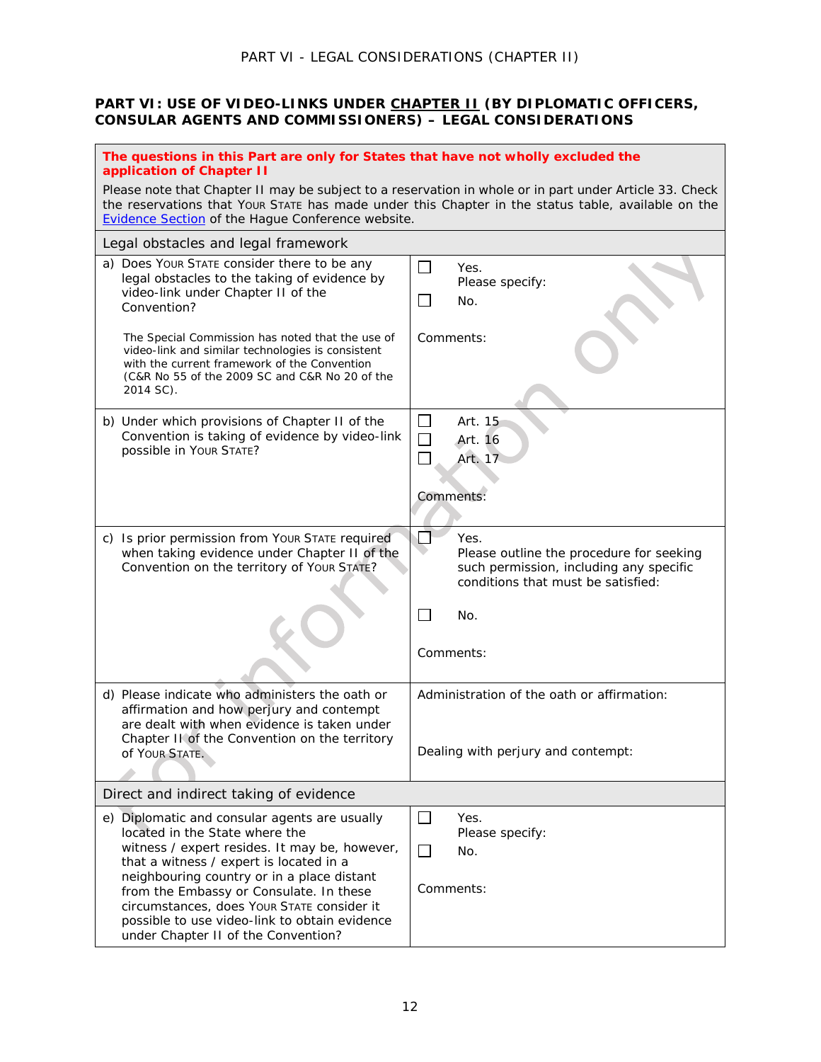## PART VI: USE OF VIDEO-LINKS UNDER CHAPTER II (BY DIPLOMATIC OFFICERS, CONSULAR AGENTS AND COMMISSIONERS) – LEGAL CONSIDERATIONS

**The questions in this Part are only for States that have not wholly excluded the application of Chapter II**

Please note that Chapter II may be subject to a reservation in whole or in part under Article 33. Check the reservations that YOUR STATE has made under this Chapter in the status table, available on the Evidence Section of the Hague Conference website.

| Legal obstacles and legal framework | |
|---|---|
| a) Does YOUR STATE consider there to be any legal obstacles to the taking of evidence by video-link under Chapter II of the Convention?<br><br>The Special Commission has noted that the use of video-link and similar technologies is consistent with the current framework of the Convention (C&R No 55 of the 2009 SC and C&R No 20 of the 2014 SC). | ☐ Yes.<br>Please specify:<br>☐ No.<br><br>Comments: |
| b) Under which provisions of Chapter II of the Convention is taking of evidence by video-link possible in YOUR STATE? | ☐ Art. 15<br>☐ Art. 16<br>☐ Art. 17<br><br>Comments: |
| c) Is prior permission from YOUR STATE required when taking evidence under Chapter II of the Convention on the territory of YOUR STATE? | ☐ Yes.<br>Please outline the procedure for seeking such permission, including any specific conditions that must be satisfied:<br><br>☐ No.<br><br>Comments: |
| d) Please indicate who administers the oath or affirmation and how perjury and contempt are dealt with when evidence is taken under Chapter II of the Convention on the territory of YOUR STATE. | Administration of the oath or affirmation:<br><br>Dealing with perjury and contempt: |
| **Direct and indirect taking of evidence** | |
| e) Diplomatic and consular agents are usually located in the State where the witness / expert resides. It may be, however, that a witness / expert is located in a neighbouring country or in a place distant from the Embassy or Consulate. In these circumstances, does YOUR STATE consider it possible to use video-link to obtain evidence under Chapter II of the Convention? | ☐ Yes.<br>Please specify:<br>☐ No.<br><br>Comments: |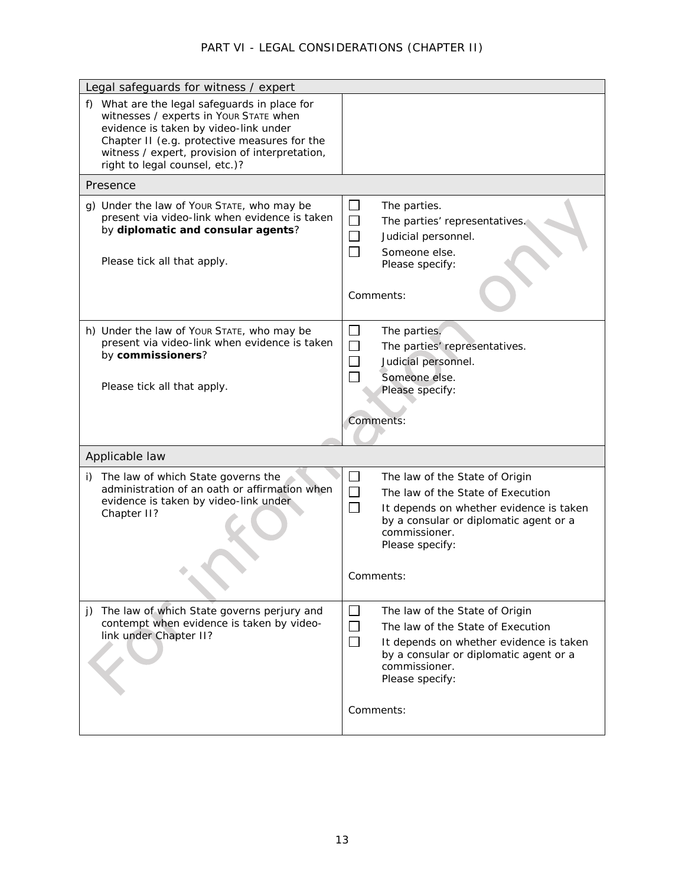# PART VI - LEGAL CONSIDERATIONS (CHAPTER II)

| Legal safeguards for witness / expert | |
|---|---|
| f) What are the legal safeguards in place for witnesses / experts in YOUR STATE when evidence is taken by video-link under Chapter II (e.g. protective measures for the witness / expert, provision of interpretation, right to legal counsel, etc.)? | |
| **Presence** | |
| g) Under the law of YOUR STATE, who may be present via video-link when evidence is taken by **diplomatic and consular agents**?<br><br>Please tick all that apply. | ☐ The parties.<br>☐ The parties' representatives.<br>☐ Judicial personnel.<br>☐ Someone else.<br>Please specify:<br><br>Comments: |
| h) Under the law of YOUR STATE, who may be present via video-link when evidence is taken by **commissioners**?<br><br>Please tick all that apply. | ☐ The parties.<br>☐ The parties' representatives.<br>☐ Judicial personnel.<br>☐ Someone else.<br>Please specify:<br><br>Comments: |
| **Applicable law** | |
| i) The law of which State governs the administration of an oath or affirmation when evidence is taken by video-link under Chapter II? | ☐ The law of the State of Origin<br>☐ The law of the State of Execution<br>☐ It depends on whether evidence is taken by a consular or diplomatic agent or a commissioner.<br>Please specify:<br><br>Comments: |
| j) The law of which State governs perjury and contempt when evidence is taken by video-link under Chapter II? | ☐ The law of the State of Origin<br>☐ The law of the State of Execution<br>☐ It depends on whether evidence is taken by a consular or diplomatic agent or a commissioner.<br>Please specify:<br><br>Comments: |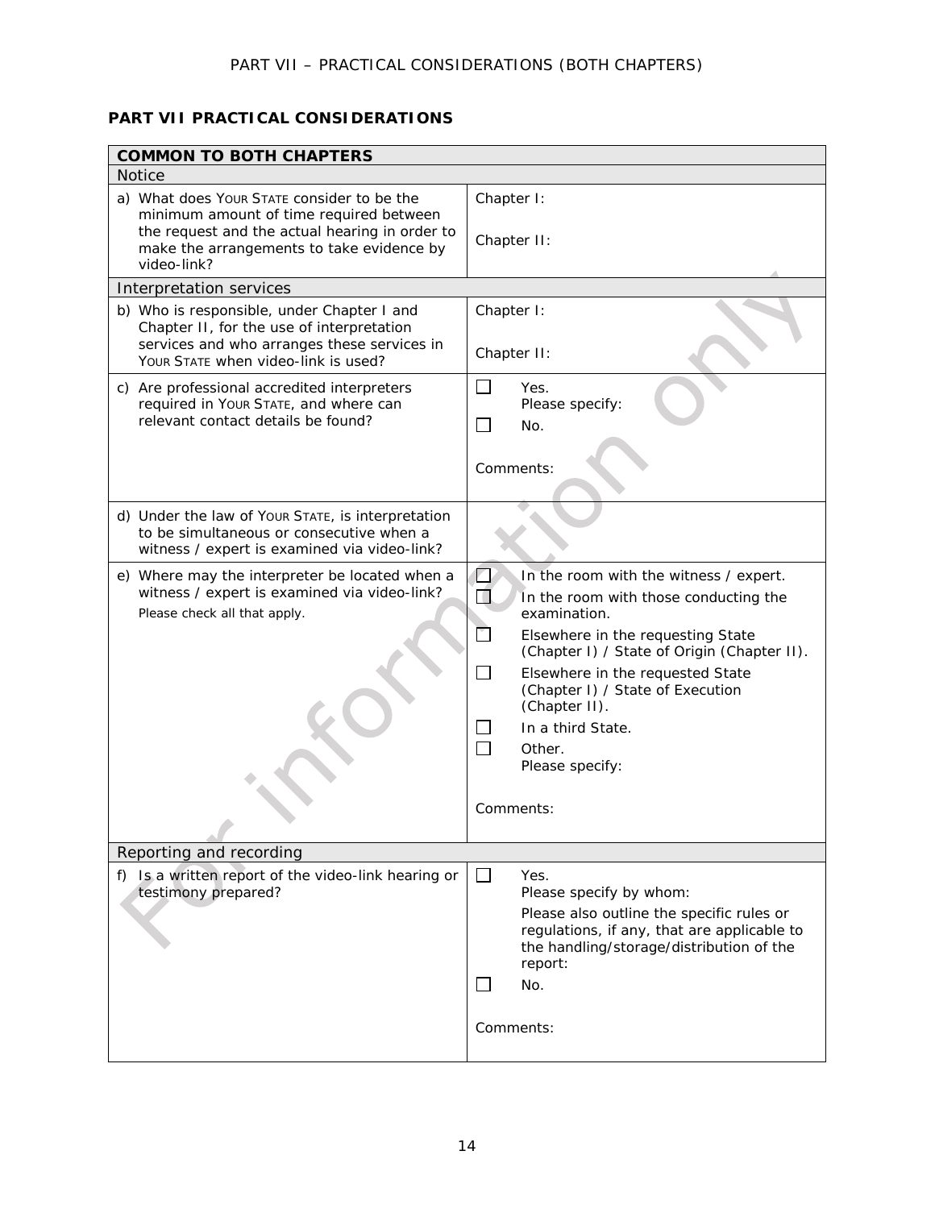## PART VII PRACTICAL CONSIDERATIONS

| COMMON TO BOTH CHAPTERS | |
|---|---|
| **Notice** | |
| a) What does YOUR STATE consider to be the minimum amount of time required between the request and the actual hearing in order to make the arrangements to take evidence by video-link? | Chapter I:<br><br>Chapter II: |
| **Interpretation services** | |
| b) Who is responsible, under Chapter I and Chapter II, for the use of interpretation services and who arranges these services in YOUR STATE when video-link is used? | Chapter I:<br><br>Chapter II: |
| c) Are professional accredited interpreters required in YOUR STATE, and where can relevant contact details be found? | ☐ Yes.<br>Please specify:<br>☐ No.<br><br>Comments: |
| d) Under the law of YOUR STATE, is interpretation to be simultaneous or consecutive when a witness / expert is examined via video-link? | |
| e) Where may the interpreter be located when a witness / expert is examined via video-link?<br>Please check all that apply. | ☐ In the room with the witness / expert.<br>☐ In the room with those conducting the examination.<br>☐ Elsewhere in the requesting State (Chapter I) / State of Origin (Chapter II).<br>☐ Elsewhere in the requested State (Chapter I) / State of Execution (Chapter II).<br>☐ In a third State.<br>☐ Other.<br>Please specify:<br><br>Comments: |
| **Reporting and recording** | |
| f) Is a written report of the video-link hearing or testimony prepared? | ☐ Yes.<br>Please specify by whom:<br>Please also outline the specific rules or regulations, if any, that are applicable to the handling/storage/distribution of the report:<br>☐ No.<br><br>Comments: |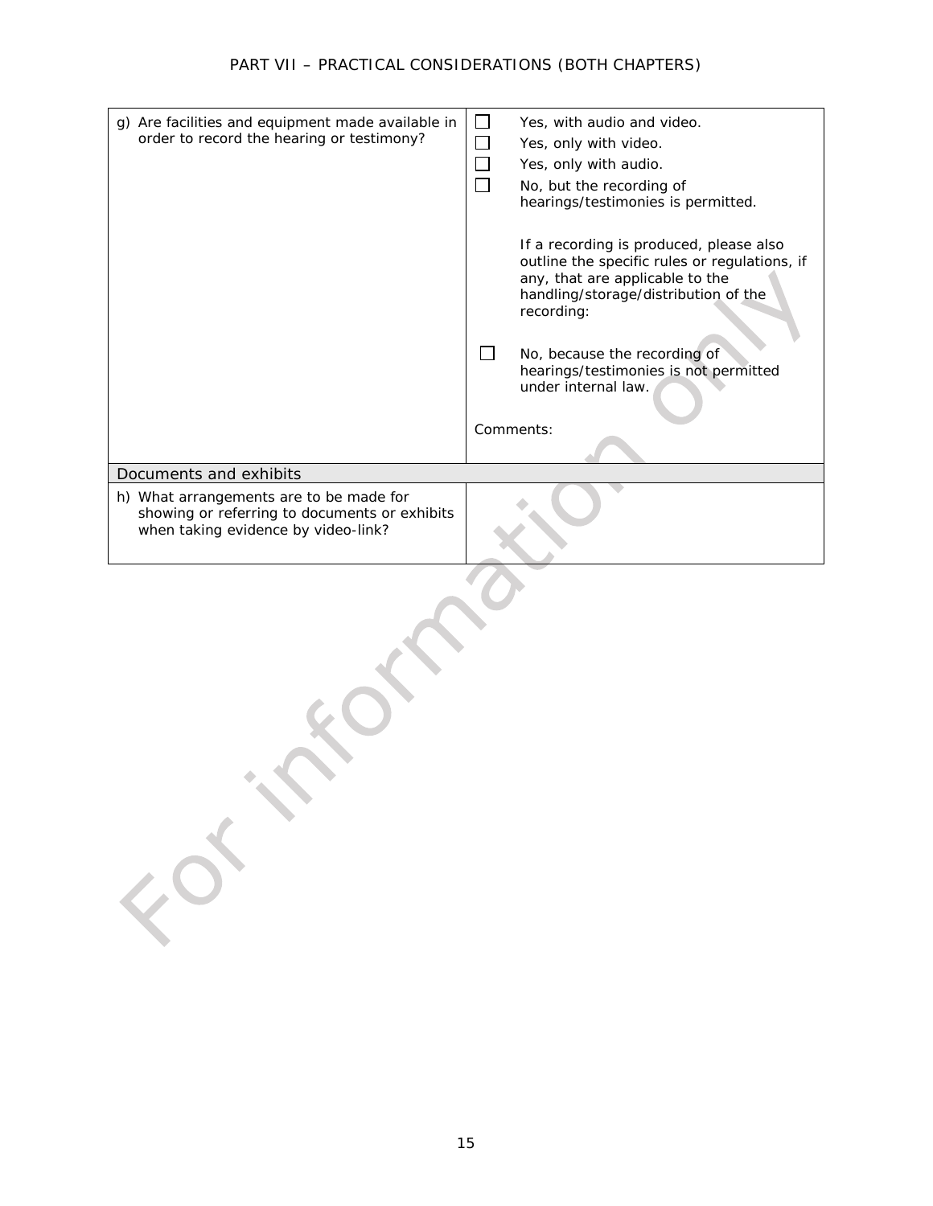| | |
|---|---|
| g) Are facilities and equipment made available in order to record the hearing or testimony? | ☐ Yes, with audio and video.<br>☐ Yes, only with video.<br>☐ Yes, only with audio.<br>☐ No, but the recording of hearings/testimonies is permitted.<br><br>If a recording is produced, please also outline the specific rules or regulations, if any, that are applicable to the handling/storage/distribution of the recording:<br><br>☐ No, because the recording of hearings/testimonies is not permitted under internal law.<br><br>Comments: |
| **Documents and exhibits** | |
| h) What arrangements are to be made for showing or referring to documents or exhibits when taking evidence by video-link? | |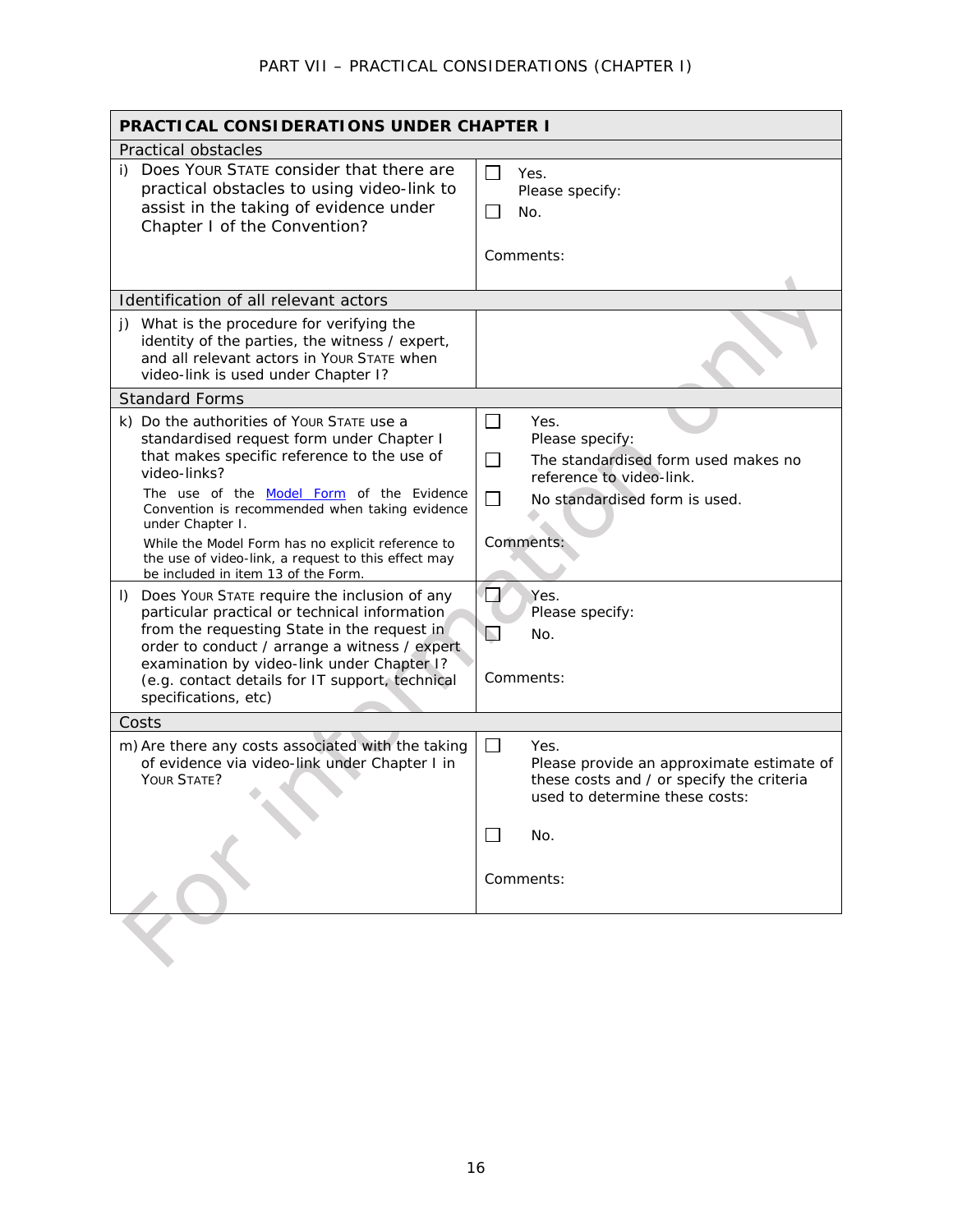| PRACTICAL CONSIDERATIONS UNDER CHAPTER I | |
|---|---|
| **Practical obstacles** | |
| i) Does YOUR STATE consider that there are practical obstacles to using video-link to assist in the taking of evidence under Chapter I of the Convention? | ☐ Yes. Please specify: <br> ☐ No. <br><br> Comments: |
| **Identification of all relevant actors** | |
| j) What is the procedure for verifying the identity of the parties, the witness / expert, and all relevant actors in YOUR STATE when video-link is used under Chapter I? | |
| **Standard Forms** | |
| k) Do the authorities of YOUR STATE use a standardised request form under Chapter I that makes specific reference to the use of video-links? <br><br> The use of the Model Form of the Evidence Convention is recommended when taking evidence under Chapter I. <br><br> While the Model Form has no explicit reference to the use of video-link, a request to this effect may be included in item 13 of the Form. | ☐ Yes. Please specify: <br> ☐ The standardised form used makes no reference to video-link. <br> ☐ No standardised form is used. <br><br> Comments: |
| l) Does YOUR STATE require the inclusion of any particular practical or technical information from the requesting State in the request in order to conduct / arrange a witness / expert examination by video-link under Chapter I? (e.g. contact details for IT support, technical specifications, etc) | ☐ Yes. Please specify: <br> ☐ No. <br><br> Comments: |
| **Costs** | |
| m) Are there any costs associated with the taking of evidence via video-link under Chapter I in YOUR STATE? | ☐ Yes. Please provide an approximate estimate of these costs and / or specify the criteria used to determine these costs: <br><br> ☐ No. <br><br> Comments: |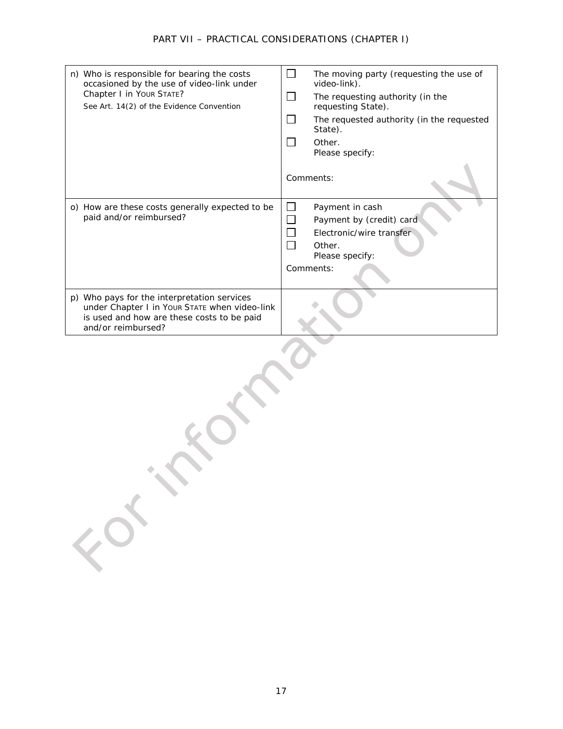| | |
|---|---|
| n) Who is responsible for bearing the costs occasioned by the use of video-link under Chapter I in YOUR STATE?<br>See Art. 14(2) of the Evidence Convention | ☐ The moving party (requesting the use of video-link).<br>☐ The requesting authority (in the requesting State).<br>☐ The requested authority (in the requested State).<br>☐ Other.<br>Please specify:<br><br>Comments: |
| o) How are these costs generally expected to be paid and/or reimbursed? | ☐ Payment in cash<br>☐ Payment by (credit) card<br>☐ Electronic/wire transfer<br>☐ Other.<br>Please specify:<br>Comments: |
| p) Who pays for the interpretation services under Chapter I in YOUR STATE when video-link is used and how are these costs to be paid and/or reimbursed? | |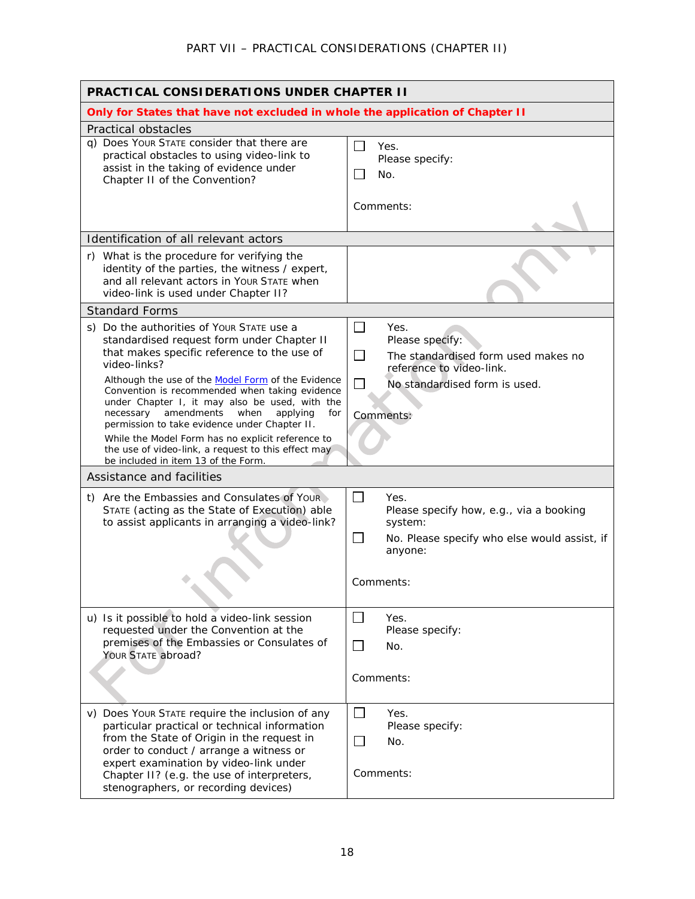# PART VII – PRACTICAL CONSIDERATIONS (CHAPTER II)

| PRACTICAL CONSIDERATIONS UNDER CHAPTER II | |
|---|---|
| **Only for States that have not excluded in whole the application of Chapter II** | |
| Practical obstacles | |
| q) Does YOUR STATE consider that there are practical obstacles to using video-link to assist in the taking of evidence under Chapter II of the Convention? | ☐ Yes. Please specify:<br>☐ No.<br><br>Comments: |
| Identification of all relevant actors | |
| r) What is the procedure for verifying the identity of the parties, the witness / expert, and all relevant actors in YOUR STATE when video-link is used under Chapter II? | |
| Standard Forms | |
| s) Do the authorities of YOUR STATE use a standardised request form under Chapter II that makes specific reference to the use of video-links?<br><br>Although the use of the [Model Form]() of the Evidence Convention is recommended when taking evidence under Chapter I, it may also be used, with the necessary amendments when applying for permission to take evidence under Chapter II.<br><br>While the Model Form has no explicit reference to the use of video-link, a request to this effect may be included in item 13 of the Form. | ☐ Yes. Please specify:<br>☐ The standardised form used makes no reference to video-link.<br>☐ No standardised form is used.<br><br>Comments: |
| Assistance and facilities | |
| t) Are the Embassies and Consulates of YOUR STATE (acting as the State of Execution) able to assist applicants in arranging a video-link? | ☐ Yes. Please specify how, e.g., via a booking system:<br>☐ No. Please specify who else would assist, if anyone:<br><br>Comments: |
| u) Is it possible to hold a video-link session requested under the Convention at the premises of the Embassies or Consulates of YOUR STATE abroad? | ☐ Yes. Please specify:<br>☐ No.<br><br>Comments: |
| v) Does YOUR STATE require the inclusion of any particular practical or technical information from the State of Origin in the request in order to conduct / arrange a witness or expert examination by video-link under Chapter II? (e.g. the use of interpreters, stenographers, or recording devices) | ☐ Yes. Please specify:<br>☐ No.<br><br>Comments: |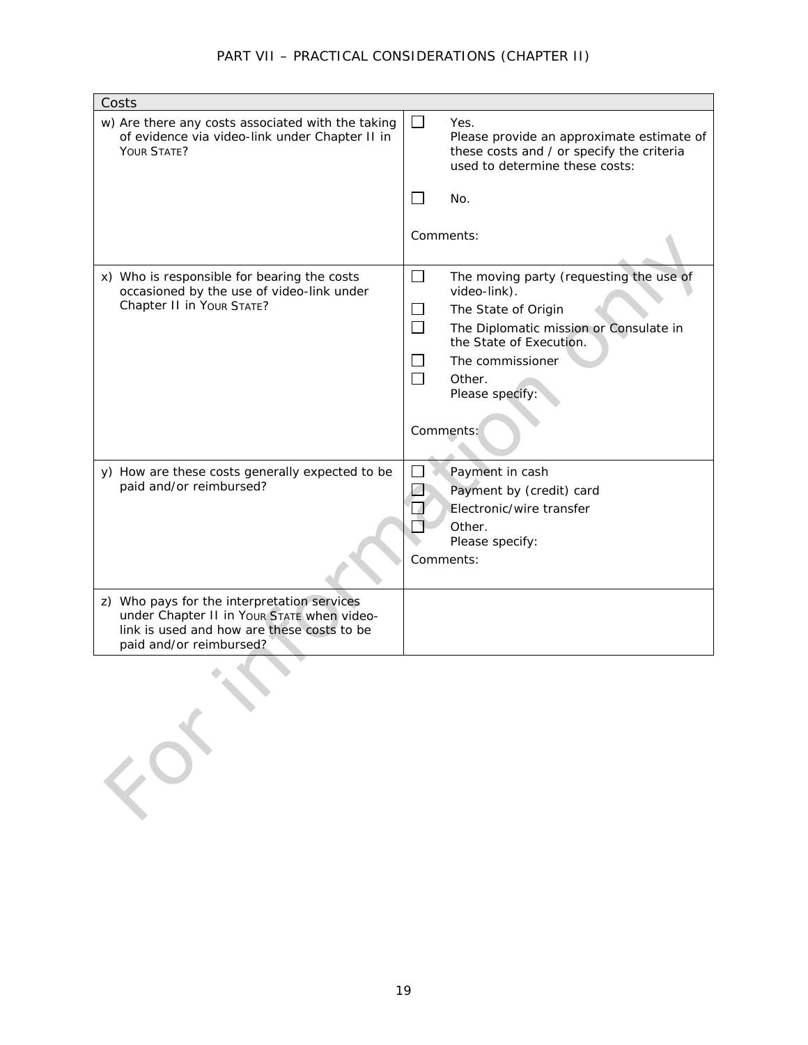# PART VII – PRACTICAL CONSIDERATIONS (CHAPTER II)

| Costs | |
|---|---|
| w) Are there any costs associated with the taking of evidence via video-link under Chapter II in YOUR STATE? | ☐ Yes. Please provide an approximate estimate of these costs and / or specify the criteria used to determine these costs: <br><br> ☐ No. <br><br> Comments: |
| x) Who is responsible for bearing the costs occasioned by the use of video-link under Chapter II in YOUR STATE? | ☐ The moving party (requesting the use of video-link). <br> ☐ The State of Origin <br> ☐ The Diplomatic mission or Consulate in the State of Execution. <br> ☐ The commissioner <br> ☐ Other. Please specify: <br><br> Comments: |
| y) How are these costs generally expected to be paid and/or reimbursed? | ☐ Payment in cash <br> ☐ Payment by (credit) card <br> ☐ Electronic/wire transfer <br> ☐ Other. Please specify: <br> Comments: |
| z) Who pays for the interpretation services under Chapter II in YOUR STATE when video-link is used and how are these costs to be paid and/or reimbursed? | |

For information only